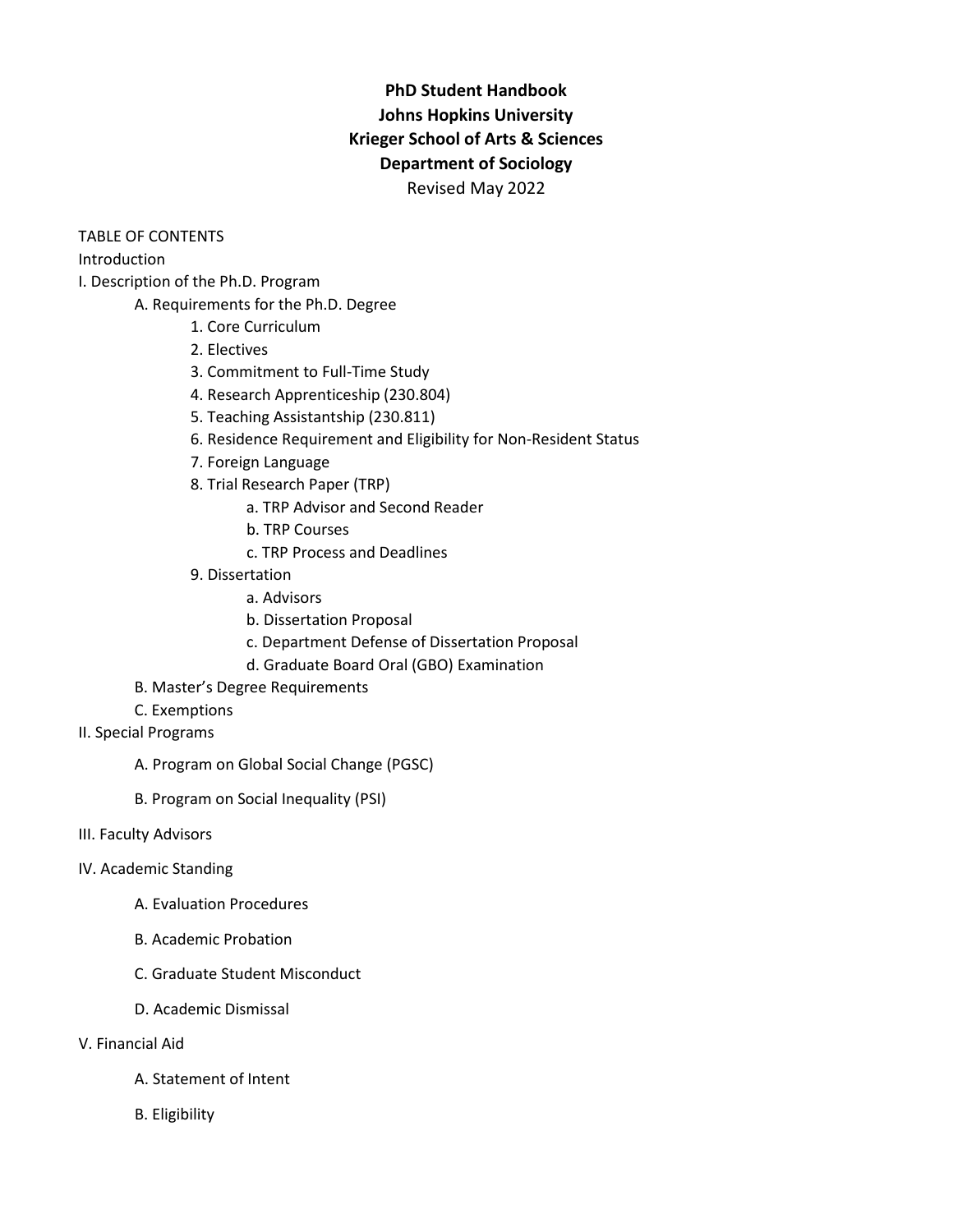**PhD Student Handbook**
**Johns Hopkins University**
**Krieger School of Arts & Sciences**
**Department of Sociology**
Revised May 2022

TABLE OF CONTENTS

Introduction

I. Description of the Ph.D. Program

- A. Requirements for the Ph.D. Degree
    - 1. Core Curriculum
    - 2. Electives
    - 3. Commitment to Full-Time Study
    - 4. Research Apprenticeship (230.804)
    - 5. Teaching Assistantship (230.811)
    - 6. Residence Requirement and Eligibility for Non-Resident Status
    - 7. Foreign Language
    - 8. Trial Research Paper (TRP)
        - a. TRP Advisor and Second Reader
        - b. TRP Courses
        - c. TRP Process and Deadlines
    - 9. Dissertation
        - a. Advisors
        - b. Dissertation Proposal
        - c. Department Defense of Dissertation Proposal
        - d. Graduate Board Oral (GBO) Examination
- B. Master's Degree Requirements
- C. Exemptions

II. Special Programs

- A. Program on Global Social Change (PGSC)
- B. Program on Social Inequality (PSI)

III. Faculty Advisors

IV. Academic Standing

- A. Evaluation Procedures
- B. Academic Probation
- C. Graduate Student Misconduct
- D. Academic Dismissal

V. Financial Aid

- A. Statement of Intent
- B. Eligibility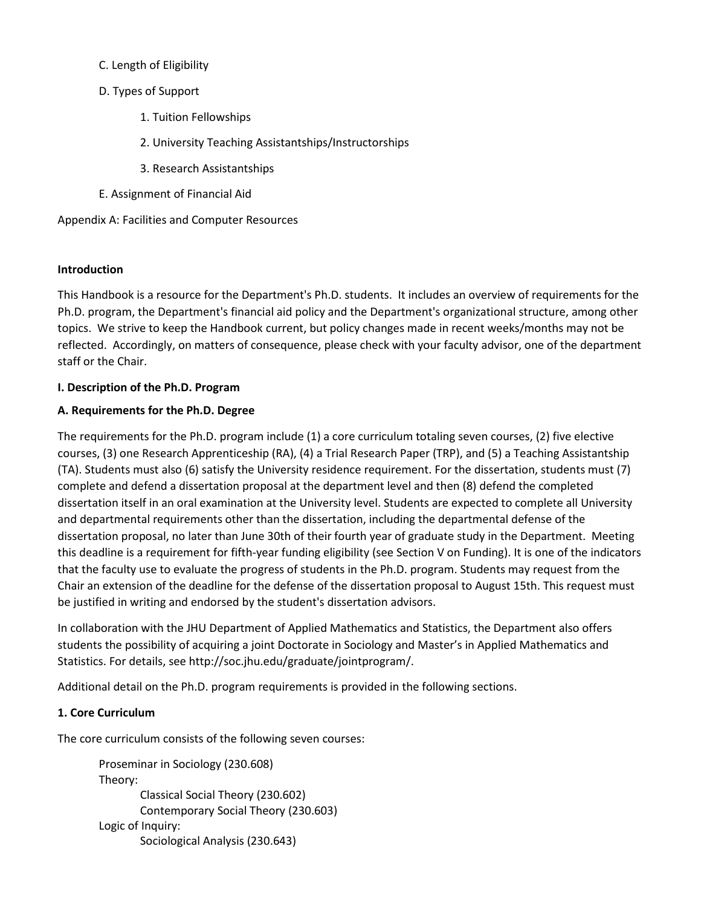C. Length of Eligibility

D. Types of Support

1. Tuition Fellowships

2. University Teaching Assistantships/Instructorships

3. Research Assistantships

E. Assignment of Financial Aid

Appendix A: Facilities and Computer Resources

**Introduction**

This Handbook is a resource for the Department's Ph.D. students. It includes an overview of requirements for the Ph.D. program, the Department's financial aid policy and the Department's organizational structure, among other topics. We strive to keep the Handbook current, but policy changes made in recent weeks/months may not be reflected. Accordingly, on matters of consequence, please check with your faculty advisor, one of the department staff or the Chair.

**I. Description of the Ph.D. Program**

**A. Requirements for the Ph.D. Degree**

The requirements for the Ph.D. program include (1) a core curriculum totaling seven courses, (2) five elective courses, (3) one Research Apprenticeship (RA), (4) a Trial Research Paper (TRP), and (5) a Teaching Assistantship (TA). Students must also (6) satisfy the University residence requirement. For the dissertation, students must (7) complete and defend a dissertation proposal at the department level and then (8) defend the completed dissertation itself in an oral examination at the University level. Students are expected to complete all University and departmental requirements other than the dissertation, including the departmental defense of the dissertation proposal, no later than June 30th of their fourth year of graduate study in the Department. Meeting this deadline is a requirement for fifth-year funding eligibility (see Section V on Funding). It is one of the indicators that the faculty use to evaluate the progress of students in the Ph.D. program. Students may request from the Chair an extension of the deadline for the defense of the dissertation proposal to August 15th. This request must be justified in writing and endorsed by the student's dissertation advisors.

In collaboration with the JHU Department of Applied Mathematics and Statistics, the Department also offers students the possibility of acquiring a joint Doctorate in Sociology and Master's in Applied Mathematics and Statistics. For details, see http://soc.jhu.edu/graduate/jointprogram/.

Additional detail on the Ph.D. program requirements is provided in the following sections.

**1. Core Curriculum**

The core curriculum consists of the following seven courses:

Proseminar in Sociology (230.608)
Theory:
Classical Social Theory (230.602)
Contemporary Social Theory (230.603)
Logic of Inquiry:
Sociological Analysis (230.643)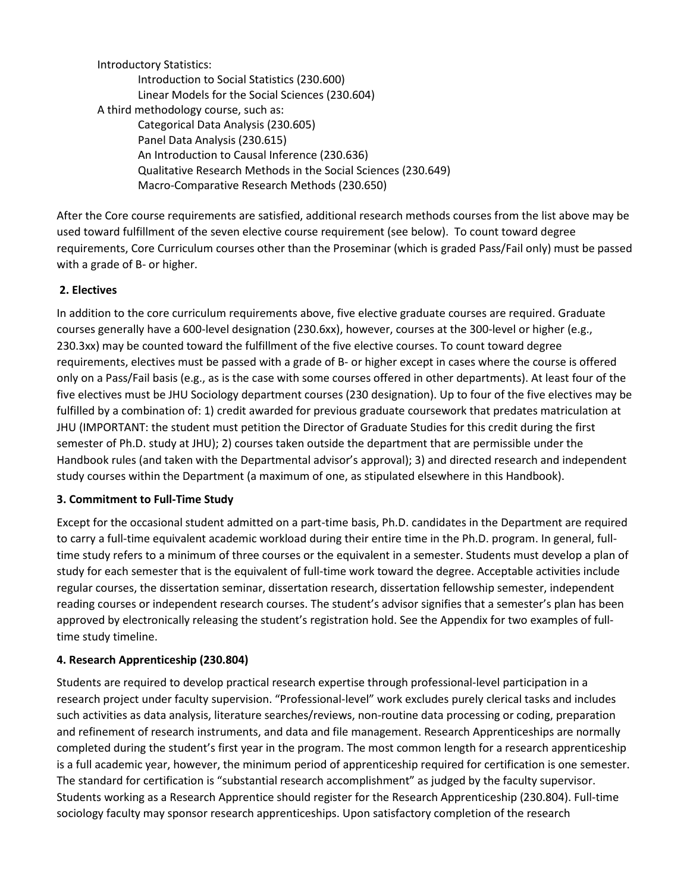Introductory Statistics:

- Introduction to Social Statistics (230.600)
- Linear Models for the Social Sciences (230.604)

A third methodology course, such as:

- Categorical Data Analysis (230.605)
- Panel Data Analysis (230.615)
- An Introduction to Causal Inference (230.636)
- Qualitative Research Methods in the Social Sciences (230.649)
- Macro-Comparative Research Methods (230.650)

After the Core course requirements are satisfied, additional research methods courses from the list above may be used toward fulfillment of the seven elective course requirement (see below). To count toward degree requirements, Core Curriculum courses other than the Proseminar (which is graded Pass/Fail only) must be passed with a grade of B- or higher.

**2. Electives**

In addition to the core curriculum requirements above, five elective graduate courses are required. Graduate courses generally have a 600-level designation (230.6xx), however, courses at the 300-level or higher (e.g., 230.3xx) may be counted toward the fulfillment of the five elective courses. To count toward degree requirements, electives must be passed with a grade of B- or higher except in cases where the course is offered only on a Pass/Fail basis (e.g., as is the case with some courses offered in other departments). At least four of the five electives must be JHU Sociology department courses (230 designation). Up to four of the five electives may be fulfilled by a combination of: 1) credit awarded for previous graduate coursework that predates matriculation at JHU (IMPORTANT: the student must petition the Director of Graduate Studies for this credit during the first semester of Ph.D. study at JHU); 2) courses taken outside the department that are permissible under the Handbook rules (and taken with the Departmental advisor's approval); 3) and directed research and independent study courses within the Department (a maximum of one, as stipulated elsewhere in this Handbook).

**3. Commitment to Full-Time Study**

Except for the occasional student admitted on a part-time basis, Ph.D. candidates in the Department are required to carry a full-time equivalent academic workload during their entire time in the Ph.D. program. In general, full-time study refers to a minimum of three courses or the equivalent in a semester. Students must develop a plan of study for each semester that is the equivalent of full-time work toward the degree. Acceptable activities include regular courses, the dissertation seminar, dissertation research, dissertation fellowship semester, independent reading courses or independent research courses. The student's advisor signifies that a semester's plan has been approved by electronically releasing the student's registration hold. See the Appendix for two examples of full-time study timeline.

**4. Research Apprenticeship (230.804)**

Students are required to develop practical research expertise through professional-level participation in a research project under faculty supervision. "Professional-level" work excludes purely clerical tasks and includes such activities as data analysis, literature searches/reviews, non-routine data processing or coding, preparation and refinement of research instruments, and data and file management. Research Apprenticeships are normally completed during the student's first year in the program. The most common length for a research apprenticeship is a full academic year, however, the minimum period of apprenticeship required for certification is one semester. The standard for certification is "substantial research accomplishment" as judged by the faculty supervisor. Students working as a Research Apprentice should register for the Research Apprenticeship (230.804). Full-time sociology faculty may sponsor research apprenticeships. Upon satisfactory completion of the research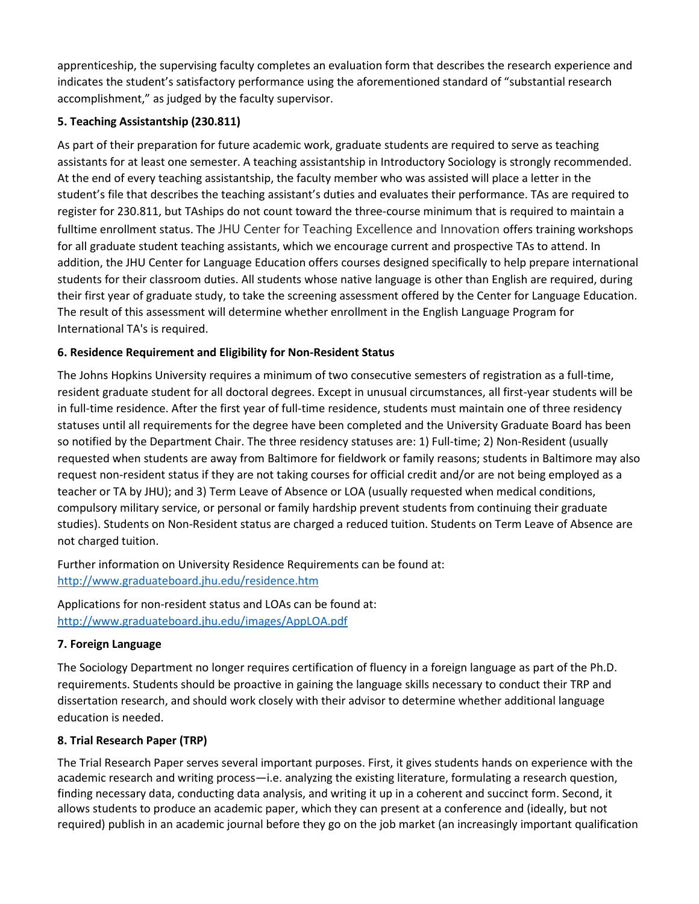apprenticeship, the supervising faculty completes an evaluation form that describes the research experience and indicates the student's satisfactory performance using the aforementioned standard of "substantial research accomplishment," as judged by the faculty supervisor.

**5. Teaching Assistantship (230.811)**

As part of their preparation for future academic work, graduate students are required to serve as teaching assistants for at least one semester. A teaching assistantship in Introductory Sociology is strongly recommended. At the end of every teaching assistantship, the faculty member who was assisted will place a letter in the student's file that describes the teaching assistant's duties and evaluates their performance. TAs are required to register for 230.811, but TAships do not count toward the three-course minimum that is required to maintain a fulltime enrollment status. The JHU Center for Teaching Excellence and Innovation offers training workshops for all graduate student teaching assistants, which we encourage current and prospective TAs to attend. In addition, the JHU Center for Language Education offers courses designed specifically to help prepare international students for their classroom duties. All students whose native language is other than English are required, during their first year of graduate study, to take the screening assessment offered by the Center for Language Education. The result of this assessment will determine whether enrollment in the English Language Program for International TA's is required.

**6. Residence Requirement and Eligibility for Non-Resident Status**

The Johns Hopkins University requires a minimum of two consecutive semesters of registration as a full-time, resident graduate student for all doctoral degrees. Except in unusual circumstances, all first-year students will be in full-time residence. After the first year of full-time residence, students must maintain one of three residency statuses until all requirements for the degree have been completed and the University Graduate Board has been so notified by the Department Chair. The three residency statuses are: 1) Full-time; 2) Non-Resident (usually requested when students are away from Baltimore for fieldwork or family reasons; students in Baltimore may also request non-resident status if they are not taking courses for official credit and/or are not being employed as a teacher or TA by JHU); and 3) Term Leave of Absence or LOA (usually requested when medical conditions, compulsory military service, or personal or family hardship prevent students from continuing their graduate studies). Students on Non-Resident status are charged a reduced tuition. Students on Term Leave of Absence are not charged tuition.

Further information on University Residence Requirements can be found at: http://www.graduateboard.jhu.edu/residence.htm

Applications for non-resident status and LOAs can be found at: http://www.graduateboard.jhu.edu/images/AppLOA.pdf

**7. Foreign Language**

The Sociology Department no longer requires certification of fluency in a foreign language as part of the Ph.D. requirements. Students should be proactive in gaining the language skills necessary to conduct their TRP and dissertation research, and should work closely with their advisor to determine whether additional language education is needed.

**8. Trial Research Paper (TRP)**

The Trial Research Paper serves several important purposes. First, it gives students hands on experience with the academic research and writing process—i.e. analyzing the existing literature, formulating a research question, finding necessary data, conducting data analysis, and writing it up in a coherent and succinct form. Second, it allows students to produce an academic paper, which they can present at a conference and (ideally, but not required) publish in an academic journal before they go on the job market (an increasingly important qualification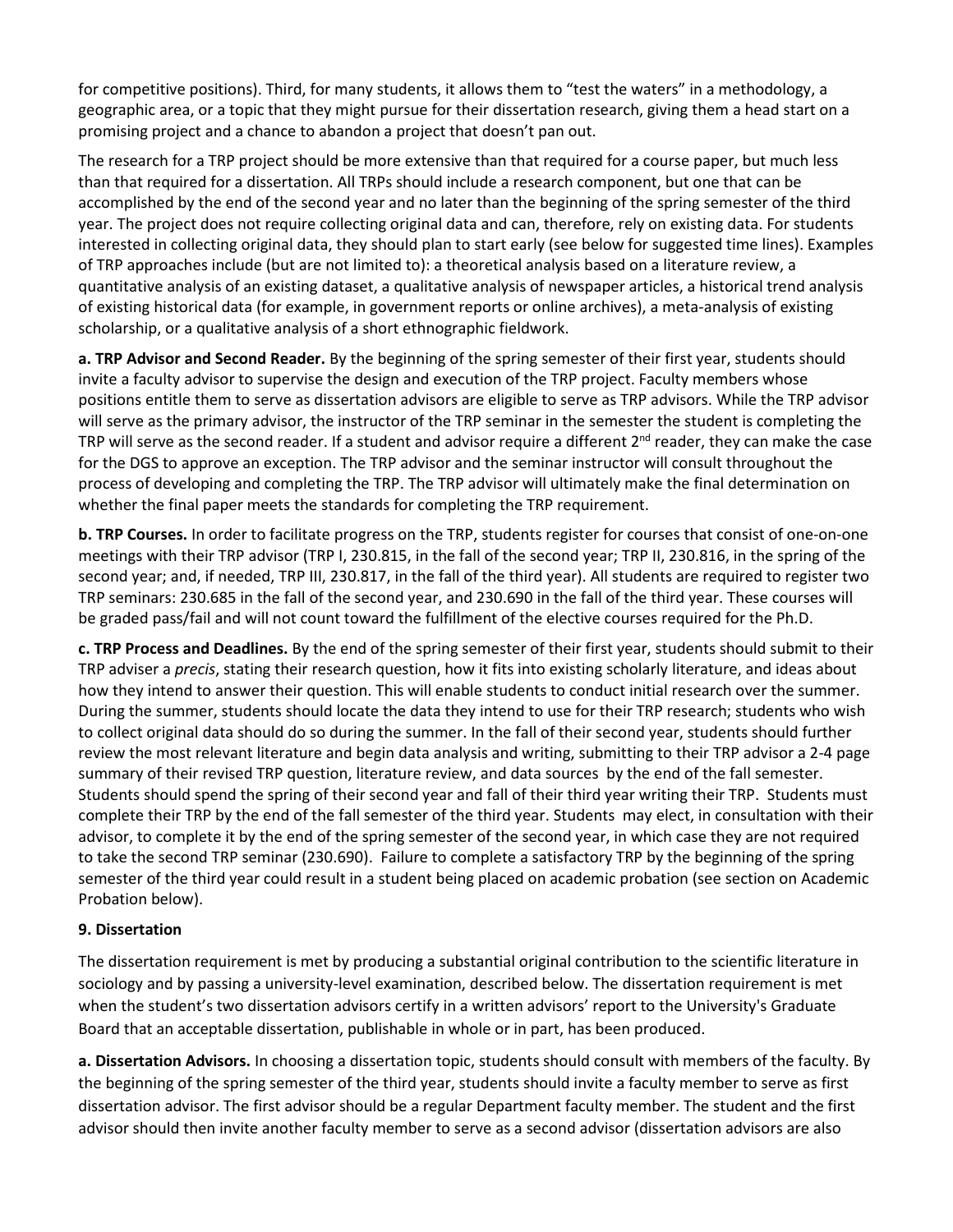for competitive positions). Third, for many students, it allows them to "test the waters" in a methodology, a geographic area, or a topic that they might pursue for their dissertation research, giving them a head start on a promising project and a chance to abandon a project that doesn't pan out.

The research for a TRP project should be more extensive than that required for a course paper, but much less than that required for a dissertation. All TRPs should include a research component, but one that can be accomplished by the end of the second year and no later than the beginning of the spring semester of the third year. The project does not require collecting original data and can, therefore, rely on existing data. For students interested in collecting original data, they should plan to start early (see below for suggested time lines). Examples of TRP approaches include (but are not limited to): a theoretical analysis based on a literature review, a quantitative analysis of an existing dataset, a qualitative analysis of newspaper articles, a historical trend analysis of existing historical data (for example, in government reports or online archives), a meta-analysis of existing scholarship, or a qualitative analysis of a short ethnographic fieldwork.

**a. TRP Advisor and Second Reader.** By the beginning of the spring semester of their first year, students should invite a faculty advisor to supervise the design and execution of the TRP project. Faculty members whose positions entitle them to serve as dissertation advisors are eligible to serve as TRP advisors. While the TRP advisor will serve as the primary advisor, the instructor of the TRP seminar in the semester the student is completing the TRP will serve as the second reader. If a student and advisor require a different 2nd reader, they can make the case for the DGS to approve an exception. The TRP advisor and the seminar instructor will consult throughout the process of developing and completing the TRP. The TRP advisor will ultimately make the final determination on whether the final paper meets the standards for completing the TRP requirement.

**b. TRP Courses.** In order to facilitate progress on the TRP, students register for courses that consist of one-on-one meetings with their TRP advisor (TRP I, 230.815, in the fall of the second year; TRP II, 230.816, in the spring of the second year; and, if needed, TRP III, 230.817, in the fall of the third year). All students are required to register two TRP seminars: 230.685 in the fall of the second year, and 230.690 in the fall of the third year. These courses will be graded pass/fail and will not count toward the fulfillment of the elective courses required for the Ph.D.

**c. TRP Process and Deadlines.** By the end of the spring semester of their first year, students should submit to their TRP adviser a *precis*, stating their research question, how it fits into existing scholarly literature, and ideas about how they intend to answer their question. This will enable students to conduct initial research over the summer. During the summer, students should locate the data they intend to use for their TRP research; students who wish to collect original data should do so during the summer. In the fall of their second year, students should further review the most relevant literature and begin data analysis and writing, submitting to their TRP advisor a 2-4 page summary of their revised TRP question, literature review, and data sources by the end of the fall semester. Students should spend the spring of their second year and fall of their third year writing their TRP. Students must complete their TRP by the end of the fall semester of the third year. Students may elect, in consultation with their advisor, to complete it by the end of the spring semester of the second year, in which case they are not required to take the second TRP seminar (230.690). Failure to complete a satisfactory TRP by the beginning of the spring semester of the third year could result in a student being placed on academic probation (see section on Academic Probation below).

### 9. Dissertation

The dissertation requirement is met by producing a substantial original contribution to the scientific literature in sociology and by passing a university-level examination, described below. The dissertation requirement is met when the student's two dissertation advisors certify in a written advisors' report to the University's Graduate Board that an acceptable dissertation, publishable in whole or in part, has been produced.

**a. Dissertation Advisors.** In choosing a dissertation topic, students should consult with members of the faculty. By the beginning of the spring semester of the third year, students should invite a faculty member to serve as first dissertation advisor. The first advisor should be a regular Department faculty member. The student and the first advisor should then invite another faculty member to serve as a second advisor (dissertation advisors are also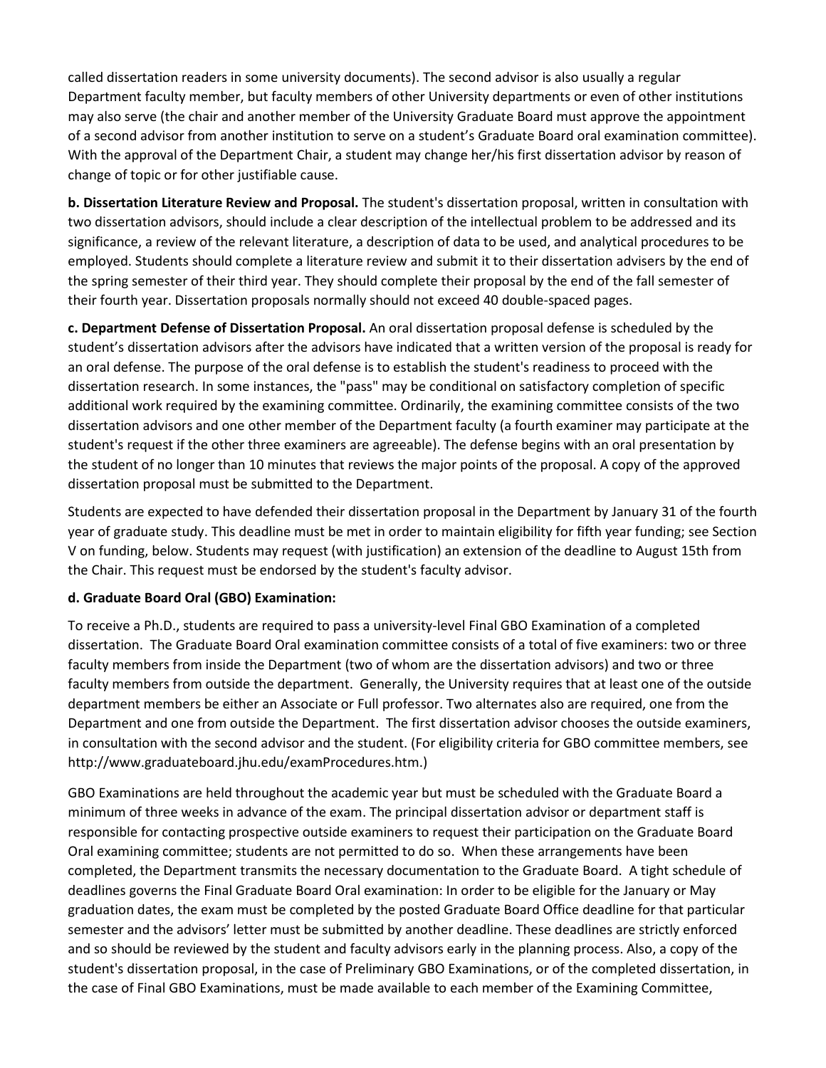called dissertation readers in some university documents). The second advisor is also usually a regular Department faculty member, but faculty members of other University departments or even of other institutions may also serve (the chair and another member of the University Graduate Board must approve the appointment of a second advisor from another institution to serve on a student's Graduate Board oral examination committee). With the approval of the Department Chair, a student may change her/his first dissertation advisor by reason of change of topic or for other justifiable cause.

**b. Dissertation Literature Review and Proposal.** The student's dissertation proposal, written in consultation with two dissertation advisors, should include a clear description of the intellectual problem to be addressed and its significance, a review of the relevant literature, a description of data to be used, and analytical procedures to be employed. Students should complete a literature review and submit it to their dissertation advisers by the end of the spring semester of their third year. They should complete their proposal by the end of the fall semester of their fourth year. Dissertation proposals normally should not exceed 40 double-spaced pages.

**c. Department Defense of Dissertation Proposal.** An oral dissertation proposal defense is scheduled by the student's dissertation advisors after the advisors have indicated that a written version of the proposal is ready for an oral defense. The purpose of the oral defense is to establish the student's readiness to proceed with the dissertation research. In some instances, the "pass" may be conditional on satisfactory completion of specific additional work required by the examining committee. Ordinarily, the examining committee consists of the two dissertation advisors and one other member of the Department faculty (a fourth examiner may participate at the student's request if the other three examiners are agreeable). The defense begins with an oral presentation by the student of no longer than 10 minutes that reviews the major points of the proposal. A copy of the approved dissertation proposal must be submitted to the Department.

Students are expected to have defended their dissertation proposal in the Department by January 31 of the fourth year of graduate study. This deadline must be met in order to maintain eligibility for fifth year funding; see Section V on funding, below. Students may request (with justification) an extension of the deadline to August 15th from the Chair. This request must be endorsed by the student's faculty advisor.

**d. Graduate Board Oral (GBO) Examination:**

To receive a Ph.D., students are required to pass a university-level Final GBO Examination of a completed dissertation. The Graduate Board Oral examination committee consists of a total of five examiners: two or three faculty members from inside the Department (two of whom are the dissertation advisors) and two or three faculty members from outside the department. Generally, the University requires that at least one of the outside department members be either an Associate or Full professor. Two alternates also are required, one from the Department and one from outside the Department. The first dissertation advisor chooses the outside examiners, in consultation with the second advisor and the student. (For eligibility criteria for GBO committee members, see http://www.graduateboard.jhu.edu/examProcedures.htm.)

GBO Examinations are held throughout the academic year but must be scheduled with the Graduate Board a minimum of three weeks in advance of the exam. The principal dissertation advisor or department staff is responsible for contacting prospective outside examiners to request their participation on the Graduate Board Oral examining committee; students are not permitted to do so. When these arrangements have been completed, the Department transmits the necessary documentation to the Graduate Board. A tight schedule of deadlines governs the Final Graduate Board Oral examination: In order to be eligible for the January or May graduation dates, the exam must be completed by the posted Graduate Board Office deadline for that particular semester and the advisors' letter must be submitted by another deadline. These deadlines are strictly enforced and so should be reviewed by the student and faculty advisors early in the planning process. Also, a copy of the student's dissertation proposal, in the case of Preliminary GBO Examinations, or of the completed dissertation, in the case of Final GBO Examinations, must be made available to each member of the Examining Committee,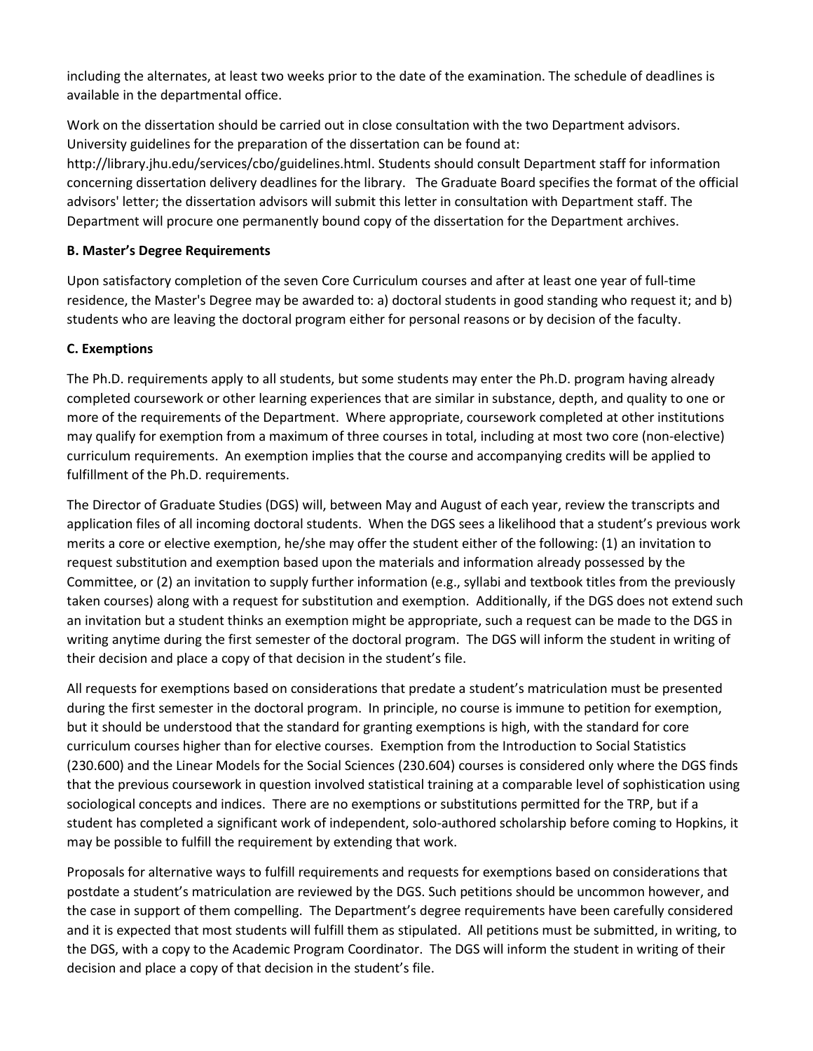including the alternates, at least two weeks prior to the date of the examination. The schedule of deadlines is available in the departmental office.

Work on the dissertation should be carried out in close consultation with the two Department advisors. University guidelines for the preparation of the dissertation can be found at: http://library.jhu.edu/services/cbo/guidelines.html. Students should consult Department staff for information concerning dissertation delivery deadlines for the library. The Graduate Board specifies the format of the official advisors' letter; the dissertation advisors will submit this letter in consultation with Department staff. The Department will procure one permanently bound copy of the dissertation for the Department archives.

**B. Master's Degree Requirements**

Upon satisfactory completion of the seven Core Curriculum courses and after at least one year of full-time residence, the Master's Degree may be awarded to: a) doctoral students in good standing who request it; and b) students who are leaving the doctoral program either for personal reasons or by decision of the faculty.

**C. Exemptions**

The Ph.D. requirements apply to all students, but some students may enter the Ph.D. program having already completed coursework or other learning experiences that are similar in substance, depth, and quality to one or more of the requirements of the Department. Where appropriate, coursework completed at other institutions may qualify for exemption from a maximum of three courses in total, including at most two core (non-elective) curriculum requirements. An exemption implies that the course and accompanying credits will be applied to fulfillment of the Ph.D. requirements.

The Director of Graduate Studies (DGS) will, between May and August of each year, review the transcripts and application files of all incoming doctoral students. When the DGS sees a likelihood that a student's previous work merits a core or elective exemption, he/she may offer the student either of the following: (1) an invitation to request substitution and exemption based upon the materials and information already possessed by the Committee, or (2) an invitation to supply further information (e.g., syllabi and textbook titles from the previously taken courses) along with a request for substitution and exemption. Additionally, if the DGS does not extend such an invitation but a student thinks an exemption might be appropriate, such a request can be made to the DGS in writing anytime during the first semester of the doctoral program. The DGS will inform the student in writing of their decision and place a copy of that decision in the student's file.

All requests for exemptions based on considerations that predate a student's matriculation must be presented during the first semester in the doctoral program. In principle, no course is immune to petition for exemption, but it should be understood that the standard for granting exemptions is high, with the standard for core curriculum courses higher than for elective courses. Exemption from the Introduction to Social Statistics (230.600) and the Linear Models for the Social Sciences (230.604) courses is considered only where the DGS finds that the previous coursework in question involved statistical training at a comparable level of sophistication using sociological concepts and indices. There are no exemptions or substitutions permitted for the TRP, but if a student has completed a significant work of independent, solo-authored scholarship before coming to Hopkins, it may be possible to fulfill the requirement by extending that work.

Proposals for alternative ways to fulfill requirements and requests for exemptions based on considerations that postdate a student's matriculation are reviewed by the DGS. Such petitions should be uncommon however, and the case in support of them compelling. The Department's degree requirements have been carefully considered and it is expected that most students will fulfill them as stipulated. All petitions must be submitted, in writing, to the DGS, with a copy to the Academic Program Coordinator. The DGS will inform the student in writing of their decision and place a copy of that decision in the student's file.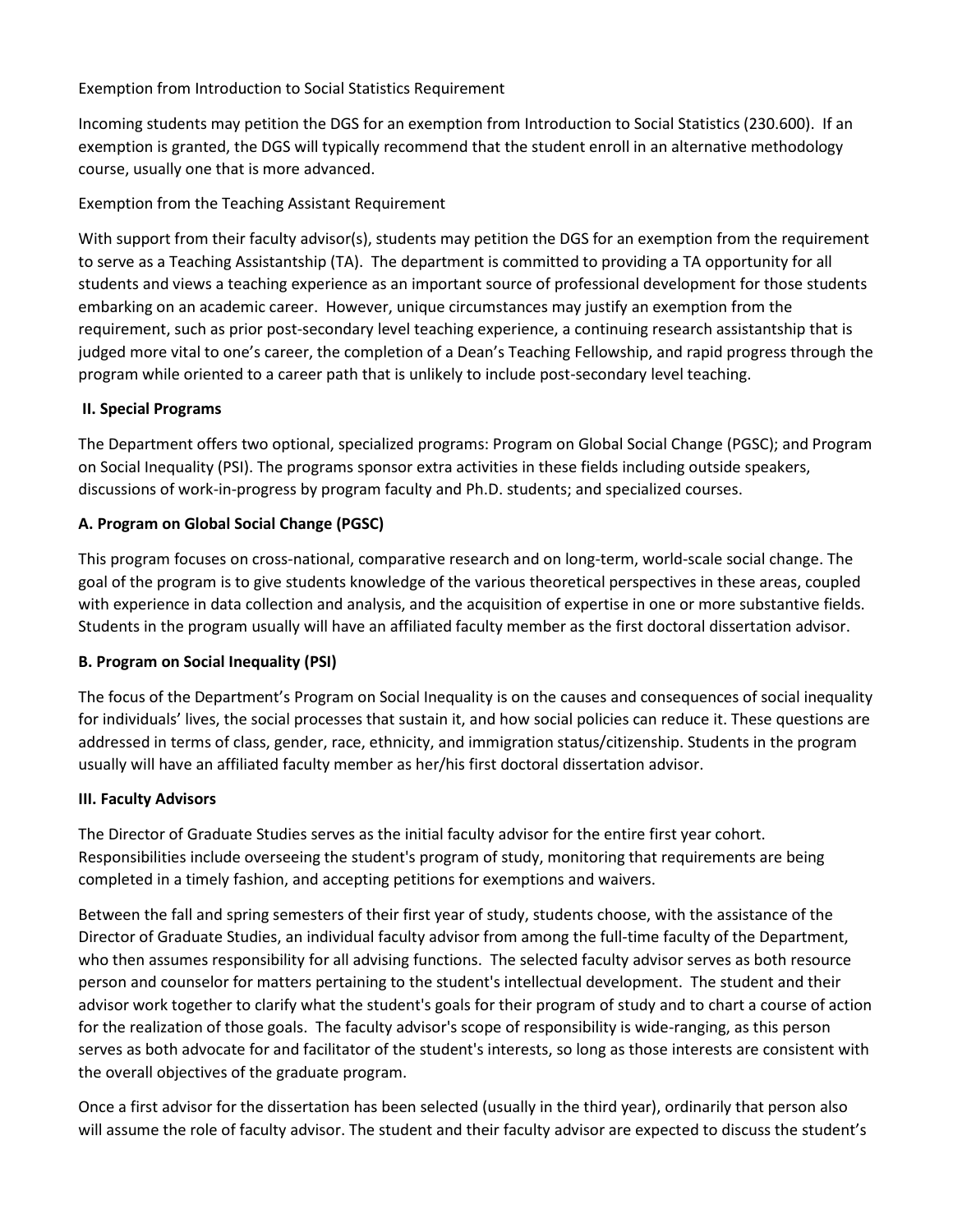Exemption from Introduction to Social Statistics Requirement

Incoming students may petition the DGS for an exemption from Introduction to Social Statistics (230.600). If an exemption is granted, the DGS will typically recommend that the student enroll in an alternative methodology course, usually one that is more advanced.

Exemption from the Teaching Assistant Requirement

With support from their faculty advisor(s), students may petition the DGS for an exemption from the requirement to serve as a Teaching Assistantship (TA). The department is committed to providing a TA opportunity for all students and views a teaching experience as an important source of professional development for those students embarking on an academic career. However, unique circumstances may justify an exemption from the requirement, such as prior post-secondary level teaching experience, a continuing research assistantship that is judged more vital to one's career, the completion of a Dean's Teaching Fellowship, and rapid progress through the program while oriented to a career path that is unlikely to include post-secondary level teaching.

## II. Special Programs

The Department offers two optional, specialized programs: Program on Global Social Change (PGSC); and Program on Social Inequality (PSI). The programs sponsor extra activities in these fields including outside speakers, discussions of work-in-progress by program faculty and Ph.D. students; and specialized courses.

### A. Program on Global Social Change (PGSC)

This program focuses on cross-national, comparative research and on long-term, world-scale social change. The goal of the program is to give students knowledge of the various theoretical perspectives in these areas, coupled with experience in data collection and analysis, and the acquisition of expertise in one or more substantive fields. Students in the program usually will have an affiliated faculty member as the first doctoral dissertation advisor.

### B. Program on Social Inequality (PSI)

The focus of the Department's Program on Social Inequality is on the causes and consequences of social inequality for individuals' lives, the social processes that sustain it, and how social policies can reduce it. These questions are addressed in terms of class, gender, race, ethnicity, and immigration status/citizenship. Students in the program usually will have an affiliated faculty member as her/his first doctoral dissertation advisor.

## III. Faculty Advisors

The Director of Graduate Studies serves as the initial faculty advisor for the entire first year cohort. Responsibilities include overseeing the student's program of study, monitoring that requirements are being completed in a timely fashion, and accepting petitions for exemptions and waivers.

Between the fall and spring semesters of their first year of study, students choose, with the assistance of the Director of Graduate Studies, an individual faculty advisor from among the full-time faculty of the Department, who then assumes responsibility for all advising functions. The selected faculty advisor serves as both resource person and counselor for matters pertaining to the student's intellectual development. The student and their advisor work together to clarify what the student's goals for their program of study and to chart a course of action for the realization of those goals. The faculty advisor's scope of responsibility is wide-ranging, as this person serves as both advocate for and facilitator of the student's interests, so long as those interests are consistent with the overall objectives of the graduate program.

Once a first advisor for the dissertation has been selected (usually in the third year), ordinarily that person also will assume the role of faculty advisor. The student and their faculty advisor are expected to discuss the student's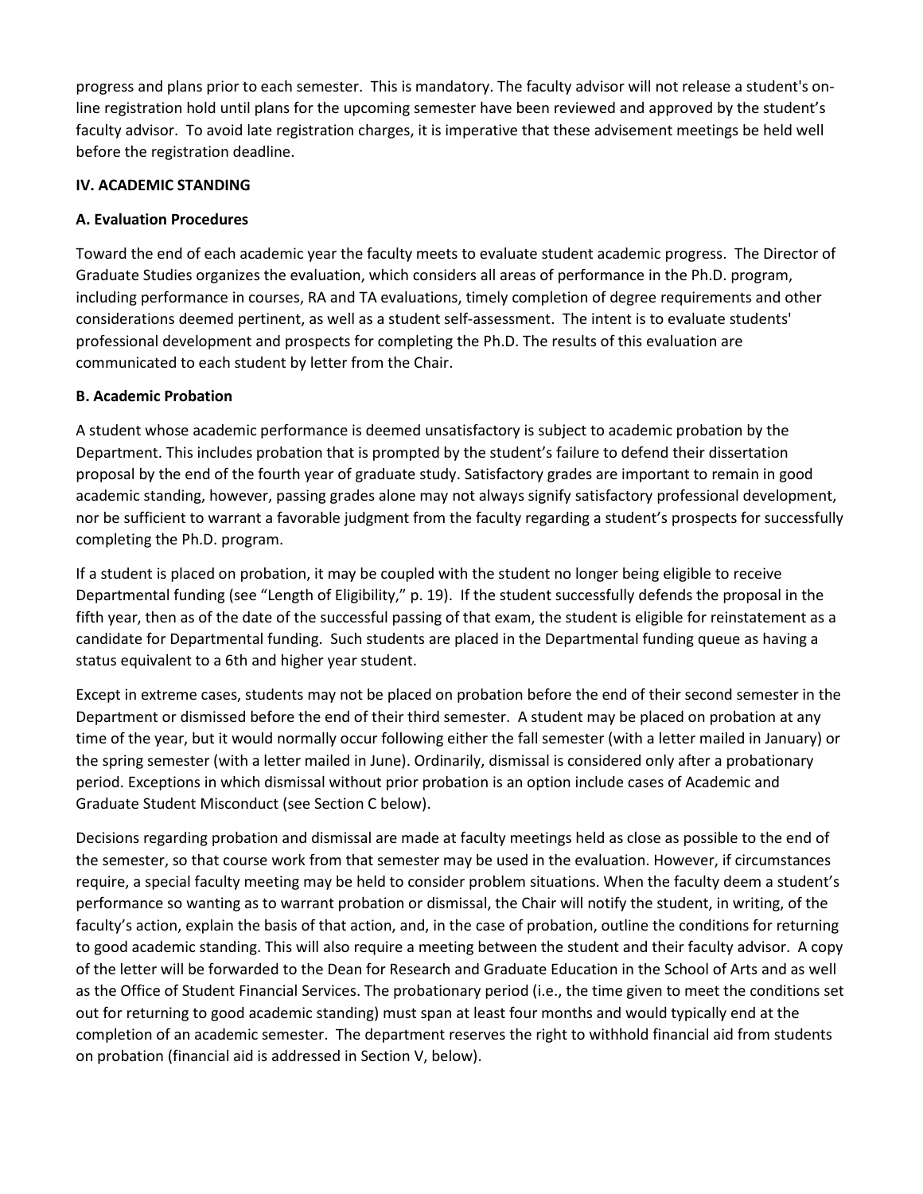progress and plans prior to each semester. This is mandatory. The faculty advisor will not release a student's on-line registration hold until plans for the upcoming semester have been reviewed and approved by the student's faculty advisor. To avoid late registration charges, it is imperative that these advisement meetings be held well before the registration deadline.

## IV. ACADEMIC STANDING

### A. Evaluation Procedures

Toward the end of each academic year the faculty meets to evaluate student academic progress. The Director of Graduate Studies organizes the evaluation, which considers all areas of performance in the Ph.D. program, including performance in courses, RA and TA evaluations, timely completion of degree requirements and other considerations deemed pertinent, as well as a student self-assessment. The intent is to evaluate students' professional development and prospects for completing the Ph.D. The results of this evaluation are communicated to each student by letter from the Chair.

### B. Academic Probation

A student whose academic performance is deemed unsatisfactory is subject to academic probation by the Department. This includes probation that is prompted by the student's failure to defend their dissertation proposal by the end of the fourth year of graduate study. Satisfactory grades are important to remain in good academic standing, however, passing grades alone may not always signify satisfactory professional development, nor be sufficient to warrant a favorable judgment from the faculty regarding a student's prospects for successfully completing the Ph.D. program.

If a student is placed on probation, it may be coupled with the student no longer being eligible to receive Departmental funding (see "Length of Eligibility," p. 19). If the student successfully defends the proposal in the fifth year, then as of the date of the successful passing of that exam, the student is eligible for reinstatement as a candidate for Departmental funding. Such students are placed in the Departmental funding queue as having a status equivalent to a 6th and higher year student.

Except in extreme cases, students may not be placed on probation before the end of their second semester in the Department or dismissed before the end of their third semester. A student may be placed on probation at any time of the year, but it would normally occur following either the fall semester (with a letter mailed in January) or the spring semester (with a letter mailed in June). Ordinarily, dismissal is considered only after a probationary period. Exceptions in which dismissal without prior probation is an option include cases of Academic and Graduate Student Misconduct (see Section C below).

Decisions regarding probation and dismissal are made at faculty meetings held as close as possible to the end of the semester, so that course work from that semester may be used in the evaluation. However, if circumstances require, a special faculty meeting may be held to consider problem situations. When the faculty deem a student's performance so wanting as to warrant probation or dismissal, the Chair will notify the student, in writing, of the faculty's action, explain the basis of that action, and, in the case of probation, outline the conditions for returning to good academic standing. This will also require a meeting between the student and their faculty advisor. A copy of the letter will be forwarded to the Dean for Research and Graduate Education in the School of Arts and as well as the Office of Student Financial Services. The probationary period (i.e., the time given to meet the conditions set out for returning to good academic standing) must span at least four months and would typically end at the completion of an academic semester. The department reserves the right to withhold financial aid from students on probation (financial aid is addressed in Section V, below).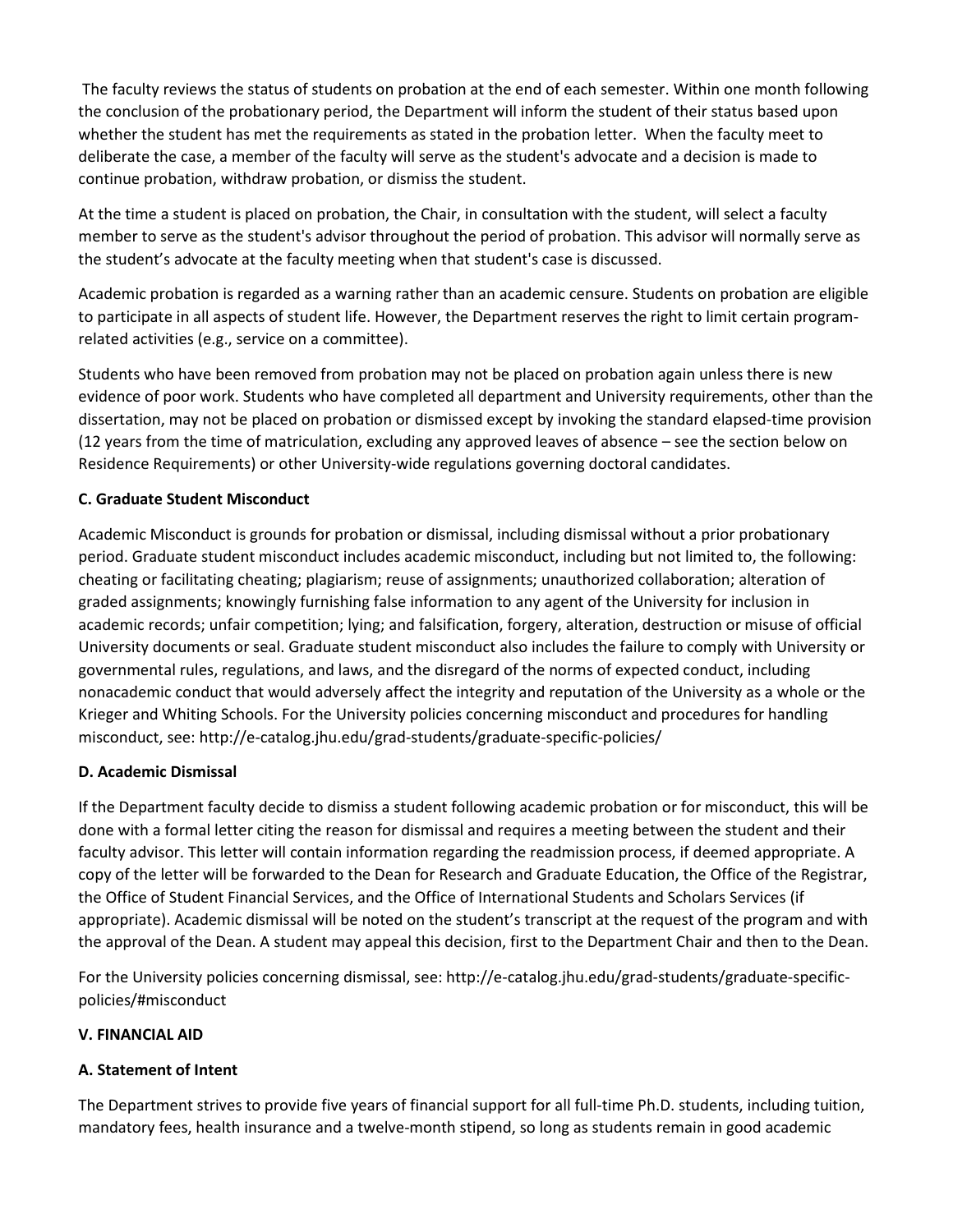The faculty reviews the status of students on probation at the end of each semester. Within one month following the conclusion of the probationary period, the Department will inform the student of their status based upon whether the student has met the requirements as stated in the probation letter. When the faculty meet to deliberate the case, a member of the faculty will serve as the student's advocate and a decision is made to continue probation, withdraw probation, or dismiss the student.

At the time a student is placed on probation, the Chair, in consultation with the student, will select a faculty member to serve as the student's advisor throughout the period of probation. This advisor will normally serve as the student's advocate at the faculty meeting when that student's case is discussed.

Academic probation is regarded as a warning rather than an academic censure. Students on probation are eligible to participate in all aspects of student life. However, the Department reserves the right to limit certain program-related activities (e.g., service on a committee).

Students who have been removed from probation may not be placed on probation again unless there is new evidence of poor work. Students who have completed all department and University requirements, other than the dissertation, may not be placed on probation or dismissed except by invoking the standard elapsed-time provision (12 years from the time of matriculation, excluding any approved leaves of absence – see the section below on Residence Requirements) or other University-wide regulations governing doctoral candidates.

### C. Graduate Student Misconduct

Academic Misconduct is grounds for probation or dismissal, including dismissal without a prior probationary period. Graduate student misconduct includes academic misconduct, including but not limited to, the following: cheating or facilitating cheating; plagiarism; reuse of assignments; unauthorized collaboration; alteration of graded assignments; knowingly furnishing false information to any agent of the University for inclusion in academic records; unfair competition; lying; and falsification, forgery, alteration, destruction or misuse of official University documents or seal. Graduate student misconduct also includes the failure to comply with University or governmental rules, regulations, and laws, and the disregard of the norms of expected conduct, including nonacademic conduct that would adversely affect the integrity and reputation of the University as a whole or the Krieger and Whiting Schools. For the University policies concerning misconduct and procedures for handling misconduct, see: http://e-catalog.jhu.edu/grad-students/graduate-specific-policies/

### D. Academic Dismissal

If the Department faculty decide to dismiss a student following academic probation or for misconduct, this will be done with a formal letter citing the reason for dismissal and requires a meeting between the student and their faculty advisor. This letter will contain information regarding the readmission process, if deemed appropriate. A copy of the letter will be forwarded to the Dean for Research and Graduate Education, the Office of the Registrar, the Office of Student Financial Services, and the Office of International Students and Scholars Services (if appropriate). Academic dismissal will be noted on the student's transcript at the request of the program and with the approval of the Dean. A student may appeal this decision, first to the Department Chair and then to the Dean.

For the University policies concerning dismissal, see: http://e-catalog.jhu.edu/grad-students/graduate-specific-policies/#misconduct

## V. FINANCIAL AID

### A. Statement of Intent

The Department strives to provide five years of financial support for all full-time Ph.D. students, including tuition, mandatory fees, health insurance and a twelve-month stipend, so long as students remain in good academic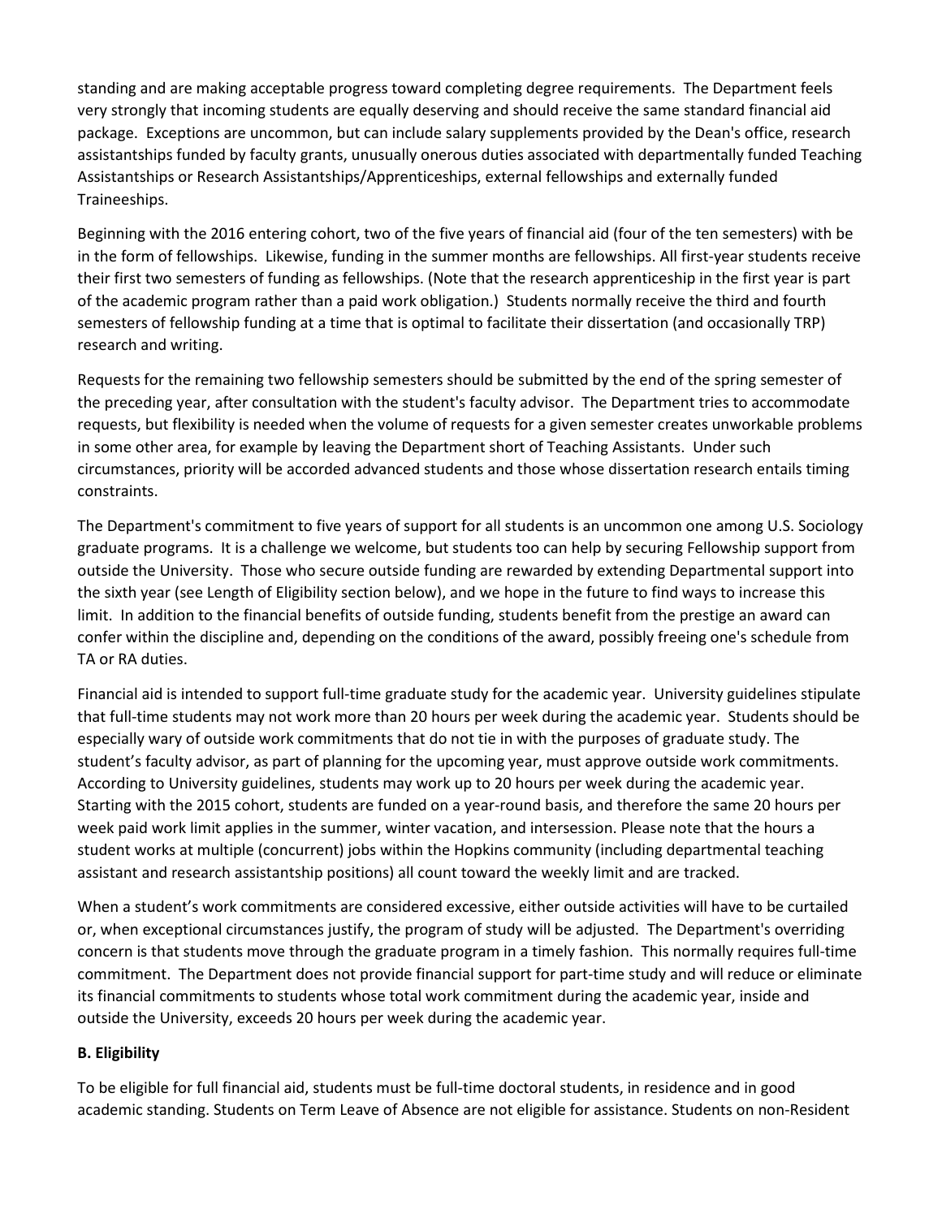standing and are making acceptable progress toward completing degree requirements. The Department feels very strongly that incoming students are equally deserving and should receive the same standard financial aid package. Exceptions are uncommon, but can include salary supplements provided by the Dean's office, research assistantships funded by faculty grants, unusually onerous duties associated with departmentally funded Teaching Assistantships or Research Assistantships/Apprenticeships, external fellowships and externally funded Traineeships.

Beginning with the 2016 entering cohort, two of the five years of financial aid (four of the ten semesters) with be in the form of fellowships. Likewise, funding in the summer months are fellowships. All first-year students receive their first two semesters of funding as fellowships. (Note that the research apprenticeship in the first year is part of the academic program rather than a paid work obligation.) Students normally receive the third and fourth semesters of fellowship funding at a time that is optimal to facilitate their dissertation (and occasionally TRP) research and writing.

Requests for the remaining two fellowship semesters should be submitted by the end of the spring semester of the preceding year, after consultation with the student's faculty advisor. The Department tries to accommodate requests, but flexibility is needed when the volume of requests for a given semester creates unworkable problems in some other area, for example by leaving the Department short of Teaching Assistants. Under such circumstances, priority will be accorded advanced students and those whose dissertation research entails timing constraints.

The Department's commitment to five years of support for all students is an uncommon one among U.S. Sociology graduate programs. It is a challenge we welcome, but students too can help by securing Fellowship support from outside the University. Those who secure outside funding are rewarded by extending Departmental support into the sixth year (see Length of Eligibility section below), and we hope in the future to find ways to increase this limit. In addition to the financial benefits of outside funding, students benefit from the prestige an award can confer within the discipline and, depending on the conditions of the award, possibly freeing one's schedule from TA or RA duties.

Financial aid is intended to support full-time graduate study for the academic year. University guidelines stipulate that full-time students may not work more than 20 hours per week during the academic year. Students should be especially wary of outside work commitments that do not tie in with the purposes of graduate study. The student's faculty advisor, as part of planning for the upcoming year, must approve outside work commitments. According to University guidelines, students may work up to 20 hours per week during the academic year. Starting with the 2015 cohort, students are funded on a year-round basis, and therefore the same 20 hours per week paid work limit applies in the summer, winter vacation, and intersession. Please note that the hours a student works at multiple (concurrent) jobs within the Hopkins community (including departmental teaching assistant and research assistantship positions) all count toward the weekly limit and are tracked.

When a student's work commitments are considered excessive, either outside activities will have to be curtailed or, when exceptional circumstances justify, the program of study will be adjusted. The Department's overriding concern is that students move through the graduate program in a timely fashion. This normally requires full-time commitment. The Department does not provide financial support for part-time study and will reduce or eliminate its financial commitments to students whose total work commitment during the academic year, inside and outside the University, exceeds 20 hours per week during the academic year.

**B. Eligibility**

To be eligible for full financial aid, students must be full-time doctoral students, in residence and in good academic standing. Students on Term Leave of Absence are not eligible for assistance. Students on non-Resident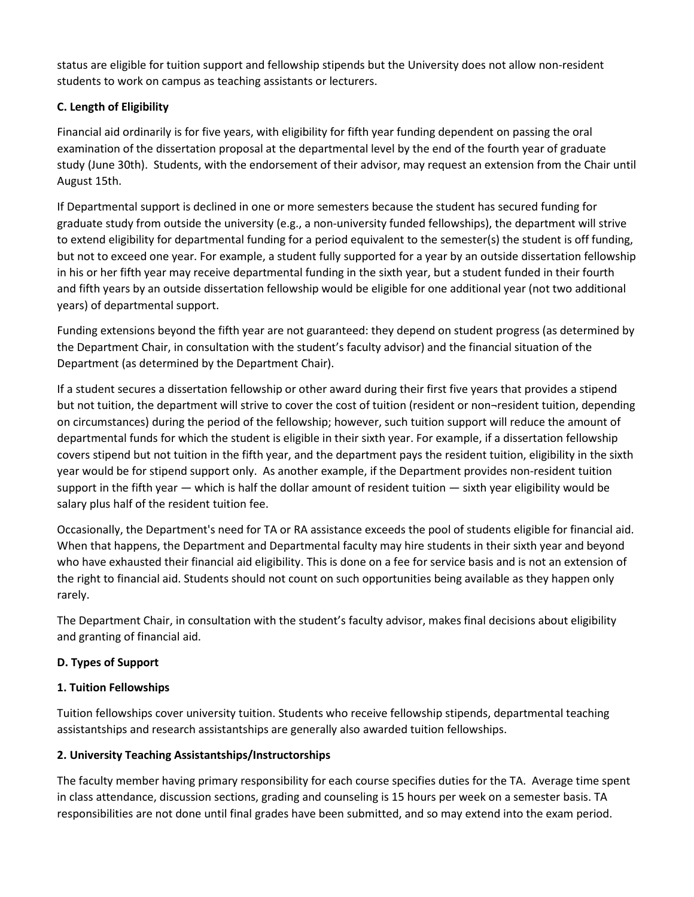status are eligible for tuition support and fellowship stipends but the University does not allow non-resident students to work on campus as teaching assistants or lecturers.

### C. Length of Eligibility

Financial aid ordinarily is for five years, with eligibility for fifth year funding dependent on passing the oral examination of the dissertation proposal at the departmental level by the end of the fourth year of graduate study (June 30th). Students, with the endorsement of their advisor, may request an extension from the Chair until August 15th.

If Departmental support is declined in one or more semesters because the student has secured funding for graduate study from outside the university (e.g., a non-university funded fellowships), the department will strive to extend eligibility for departmental funding for a period equivalent to the semester(s) the student is off funding, but not to exceed one year. For example, a student fully supported for a year by an outside dissertation fellowship in his or her fifth year may receive departmental funding in the sixth year, but a student funded in their fourth and fifth years by an outside dissertation fellowship would be eligible for one additional year (not two additional years) of departmental support.

Funding extensions beyond the fifth year are not guaranteed: they depend on student progress (as determined by the Department Chair, in consultation with the student's faculty advisor) and the financial situation of the Department (as determined by the Department Chair).

If a student secures a dissertation fellowship or other award during their first five years that provides a stipend but not tuition, the department will strive to cover the cost of tuition (resident or non¬resident tuition, depending on circumstances) during the period of the fellowship; however, such tuition support will reduce the amount of departmental funds for which the student is eligible in their sixth year. For example, if a dissertation fellowship covers stipend but not tuition in the fifth year, and the department pays the resident tuition, eligibility in the sixth year would be for stipend support only. As another example, if the Department provides non-resident tuition support in the fifth year — which is half the dollar amount of resident tuition — sixth year eligibility would be salary plus half of the resident tuition fee.

Occasionally, the Department's need for TA or RA assistance exceeds the pool of students eligible for financial aid. When that happens, the Department and Departmental faculty may hire students in their sixth year and beyond who have exhausted their financial aid eligibility. This is done on a fee for service basis and is not an extension of the right to financial aid. Students should not count on such opportunities being available as they happen only rarely.

The Department Chair, in consultation with the student's faculty advisor, makes final decisions about eligibility and granting of financial aid.

### D. Types of Support

#### 1. Tuition Fellowships

Tuition fellowships cover university tuition. Students who receive fellowship stipends, departmental teaching assistantships and research assistantships are generally also awarded tuition fellowships.

#### 2. University Teaching Assistantships/Instructorships

The faculty member having primary responsibility for each course specifies duties for the TA. Average time spent in class attendance, discussion sections, grading and counseling is 15 hours per week on a semester basis. TA responsibilities are not done until final grades have been submitted, and so may extend into the exam period.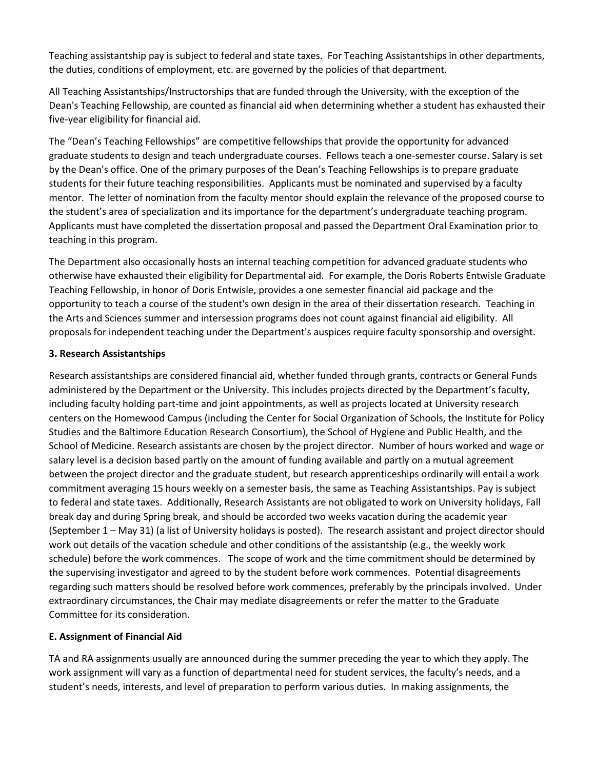Teaching assistantship pay is subject to federal and state taxes. For Teaching Assistantships in other departments, the duties, conditions of employment, etc. are governed by the policies of that department.

All Teaching Assistantships/Instructorships that are funded through the University, with the exception of the Dean's Teaching Fellowship, are counted as financial aid when determining whether a student has exhausted their five-year eligibility for financial aid.

The "Dean's Teaching Fellowships" are competitive fellowships that provide the opportunity for advanced graduate students to design and teach undergraduate courses. Fellows teach a one-semester course. Salary is set by the Dean's office. One of the primary purposes of the Dean's Teaching Fellowships is to prepare graduate students for their future teaching responsibilities. Applicants must be nominated and supervised by a faculty mentor. The letter of nomination from the faculty mentor should explain the relevance of the proposed course to the student's area of specialization and its importance for the department's undergraduate teaching program. Applicants must have completed the dissertation proposal and passed the Department Oral Examination prior to teaching in this program.

The Department also occasionally hosts an internal teaching competition for advanced graduate students who otherwise have exhausted their eligibility for Departmental aid. For example, the Doris Roberts Entwisle Graduate Teaching Fellowship, in honor of Doris Entwisle, provides a one semester financial aid package and the opportunity to teach a course of the student's own design in the area of their dissertation research. Teaching in the Arts and Sciences summer and intersession programs does not count against financial aid eligibility. All proposals for independent teaching under the Department's auspices require faculty sponsorship and oversight.

**3. Research Assistantships**

Research assistantships are considered financial aid, whether funded through grants, contracts or General Funds administered by the Department or the University. This includes projects directed by the Department's faculty, including faculty holding part-time and joint appointments, as well as projects located at University research centers on the Homewood Campus (including the Center for Social Organization of Schools, the Institute for Policy Studies and the Baltimore Education Research Consortium), the School of Hygiene and Public Health, and the School of Medicine. Research assistants are chosen by the project director. Number of hours worked and wage or salary level is a decision based partly on the amount of funding available and partly on a mutual agreement between the project director and the graduate student, but research apprenticeships ordinarily will entail a work commitment averaging 15 hours weekly on a semester basis, the same as Teaching Assistantships. Pay is subject to federal and state taxes. Additionally, Research Assistants are not obligated to work on University holidays, Fall break day and during Spring break, and should be accorded two weeks vacation during the academic year (September 1 – May 31) (a list of University holidays is posted). The research assistant and project director should work out details of the vacation schedule and other conditions of the assistantship (e.g., the weekly work schedule) before the work commences. The scope of work and the time commitment should be determined by the supervising investigator and agreed to by the student before work commences. Potential disagreements regarding such matters should be resolved before work commences, preferably by the principals involved. Under extraordinary circumstances, the Chair may mediate disagreements or refer the matter to the Graduate Committee for its consideration.

**E. Assignment of Financial Aid**

TA and RA assignments usually are announced during the summer preceding the year to which they apply. The work assignment will vary as a function of departmental need for student services, the faculty's needs, and a student's needs, interests, and level of preparation to perform various duties. In making assignments, the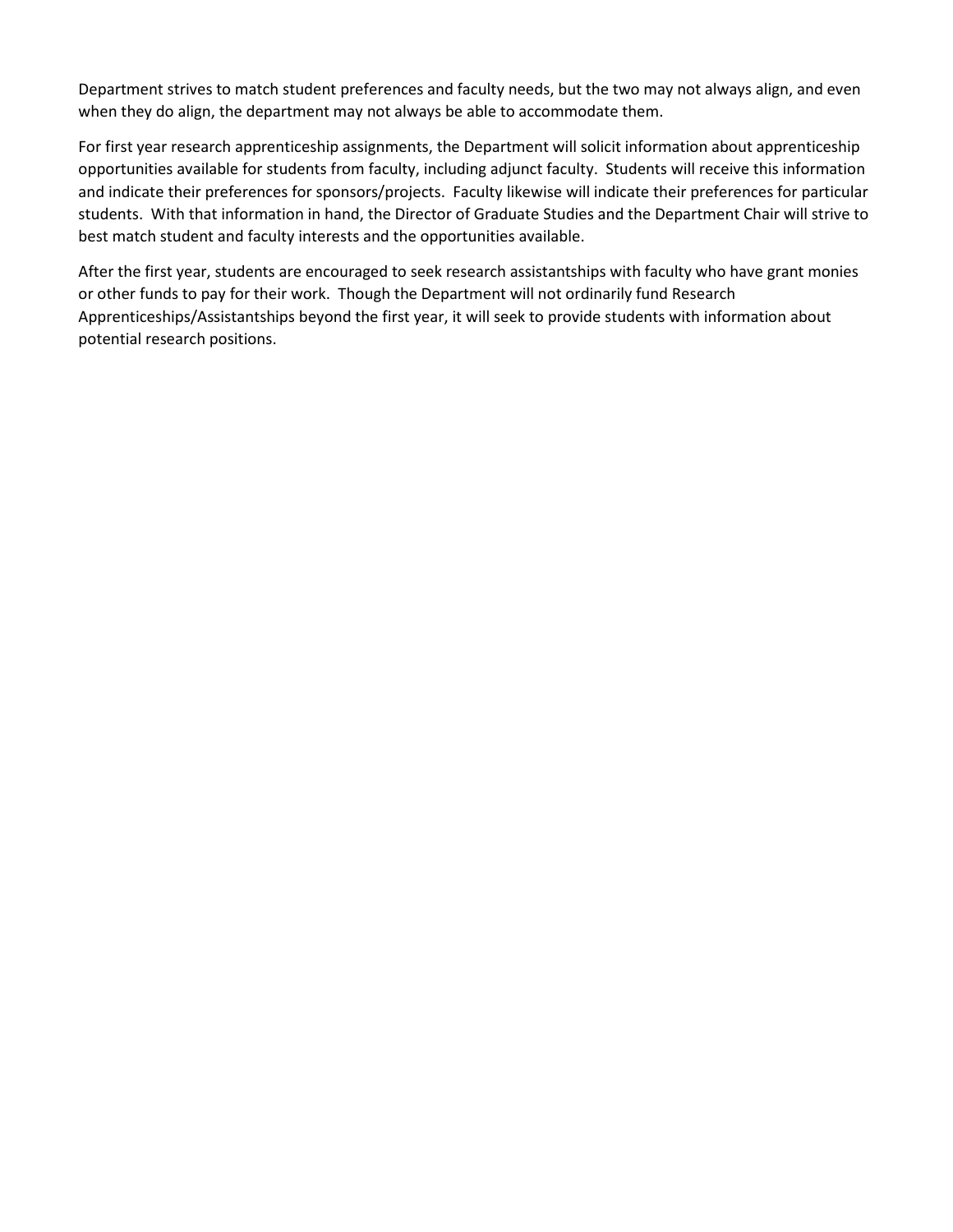Department strives to match student preferences and faculty needs, but the two may not always align, and even when they do align, the department may not always be able to accommodate them.

For first year research apprenticeship assignments, the Department will solicit information about apprenticeship opportunities available for students from faculty, including adjunct faculty. Students will receive this information and indicate their preferences for sponsors/projects. Faculty likewise will indicate their preferences for particular students. With that information in hand, the Director of Graduate Studies and the Department Chair will strive to best match student and faculty interests and the opportunities available.

After the first year, students are encouraged to seek research assistantships with faculty who have grant monies or other funds to pay for their work. Though the Department will not ordinarily fund Research Apprenticeships/Assistantships beyond the first year, it will seek to provide students with information about potential research positions.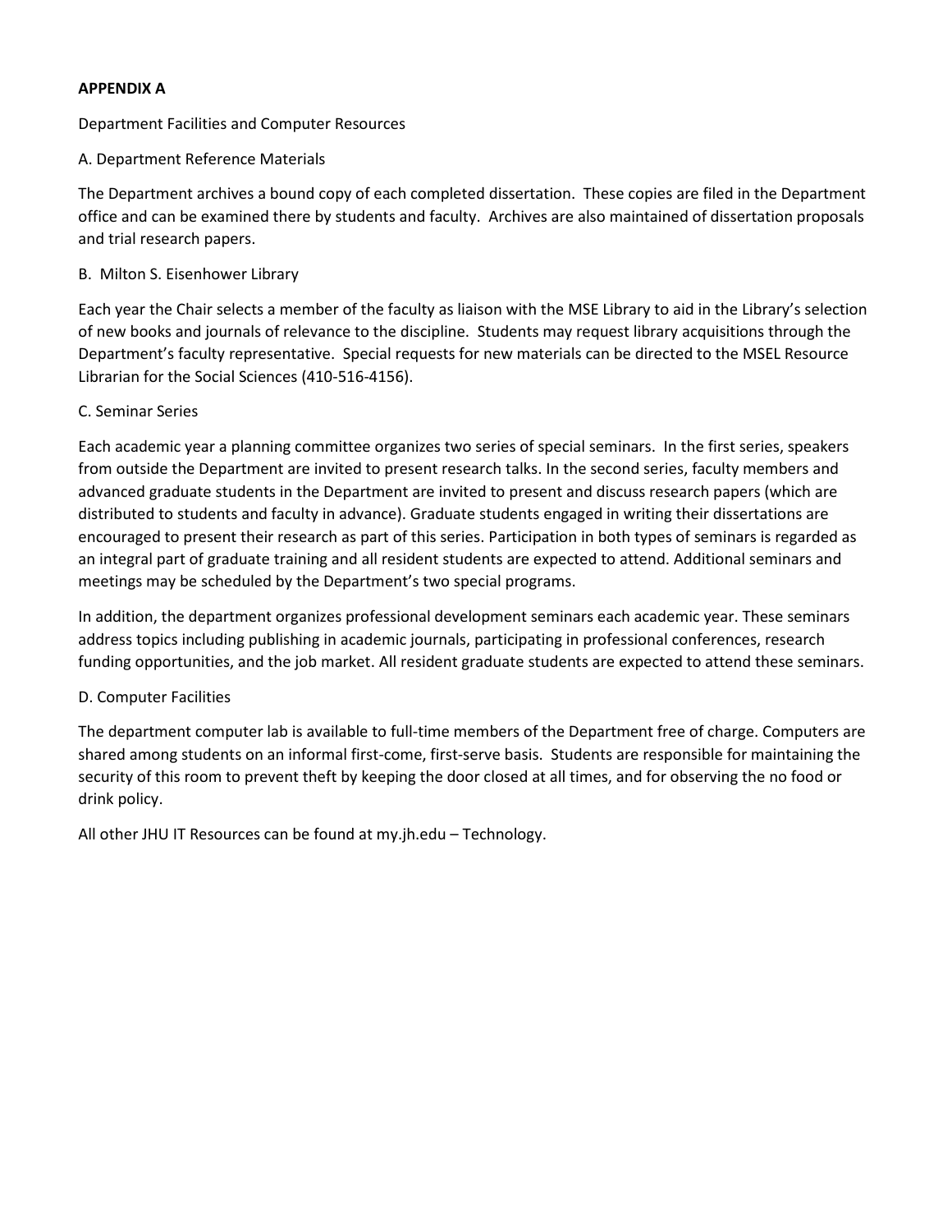## APPENDIX A

Department Facilities and Computer Resources

### A. Department Reference Materials

The Department archives a bound copy of each completed dissertation. These copies are filed in the Department office and can be examined there by students and faculty. Archives are also maintained of dissertation proposals and trial research papers.

### B. Milton S. Eisenhower Library

Each year the Chair selects a member of the faculty as liaison with the MSE Library to aid in the Library's selection of new books and journals of relevance to the discipline. Students may request library acquisitions through the Department's faculty representative. Special requests for new materials can be directed to the MSEL Resource Librarian for the Social Sciences (410-516-4156).

### C. Seminar Series

Each academic year a planning committee organizes two series of special seminars. In the first series, speakers from outside the Department are invited to present research talks. In the second series, faculty members and advanced graduate students in the Department are invited to present and discuss research papers (which are distributed to students and faculty in advance). Graduate students engaged in writing their dissertations are encouraged to present their research as part of this series. Participation in both types of seminars is regarded as an integral part of graduate training and all resident students are expected to attend. Additional seminars and meetings may be scheduled by the Department's two special programs.

In addition, the department organizes professional development seminars each academic year. These seminars address topics including publishing in academic journals, participating in professional conferences, research funding opportunities, and the job market. All resident graduate students are expected to attend these seminars.

### D. Computer Facilities

The department computer lab is available to full-time members of the Department free of charge. Computers are shared among students on an informal first-come, first-serve basis. Students are responsible for maintaining the security of this room to prevent theft by keeping the door closed at all times, and for observing the no food or drink policy.

All other JHU IT Resources can be found at my.jh.edu – Technology.